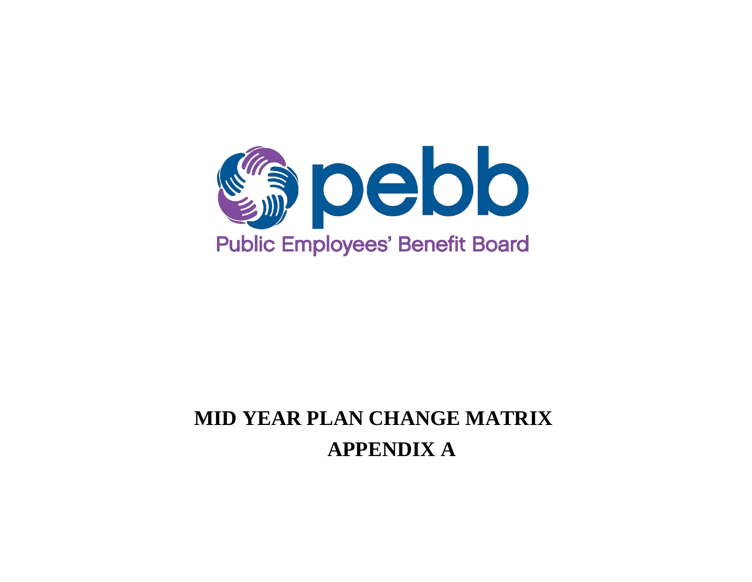pebb

Public Employees' Benefit Board

# MID YEAR PLAN CHANGE MATRIX

# APPENDIX A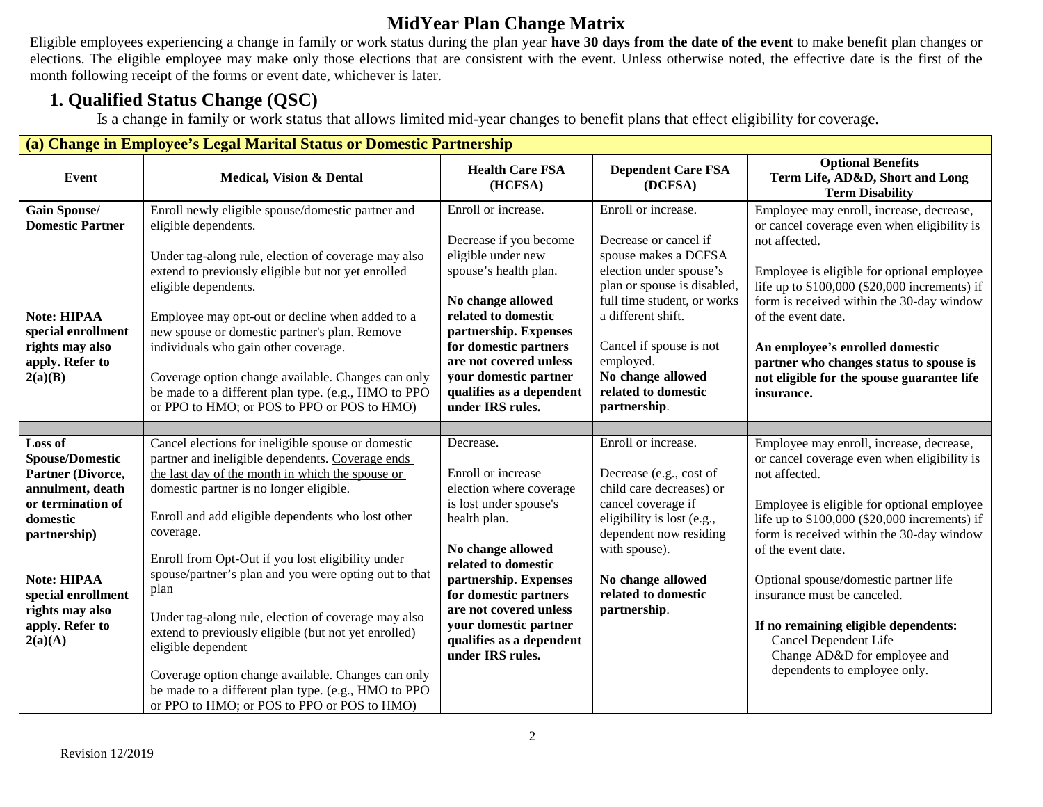# MidYear Plan Change Matrix

Eligible employees experiencing a change in family or work status during the plan year **have 30 days from the date of the event** to make benefit plan changes or elections. The eligible employee may make only those elections that are consistent with the event. Unless otherwise noted, the effective date is the first of the month following receipt of the forms or event date, whichever is later.

## 1. Qualified Status Change (QSC)

Is a change in family or work status that allows limited mid-year changes to benefit plans that effect eligibility for coverage.

| **(a) Change in Employee's Legal Marital Status or Domestic Partnership** | | | | |
|---|---|---|---|---|
| **Event** | **Medical, Vision & Dental** | **Health Care FSA (HCFSA)** | **Dependent Care FSA (DCFSA)** | **Optional Benefits Term Life, AD&D, Short and Long Term Disability** |
| **Gain Spouse/ Domestic Partner**<br><br>**Note: HIPAA special enrollment rights may also apply. Refer to 2(a)(B)** | Enroll newly eligible spouse/domestic partner and eligible dependents.<br><br>Under tag-along rule, election of coverage may also extend to previously eligible but not yet enrolled eligible dependents.<br><br>Employee may opt-out or decline when added to a new spouse or domestic partner's plan. Remove individuals who gain other coverage.<br><br>Coverage option change available. Changes can only be made to a different plan type. (e.g., HMO to PPO or PPO to HMO; or POS to PPO or POS to HMO) | Enroll or increase.<br><br>Decrease if you become eligible under new spouse's health plan.<br><br>**No change allowed related to domestic partnership. Expenses for domestic partners are not covered unless your domestic partner qualifies as a dependent under IRS rules.** | Enroll or increase.<br><br>Decrease or cancel if spouse makes a DCFSA election under spouse's plan or spouse is disabled, full time student, or works a different shift.<br><br>Cancel if spouse is not employed.<br>**No change allowed related to domestic partnership**. | Employee may enroll, increase, decrease, or cancel coverage even when eligibility is not affected.<br><br>Employee is eligible for optional employee life up to $100,000 ($20,000 increments) if form is received within the 30-day window of the event date.<br><br>**An employee's enrolled domestic partner who changes status to spouse is not eligible for the spouse guarantee life insurance.** |
| | | | | |
| **Loss of Spouse/Domestic Partner (Divorce, annulment, death or termination of domestic partnership)**<br><br>**Note: HIPAA special enrollment rights may also apply. Refer to 2(a)(A)** | Cancel elections for ineligible spouse or domestic partner and ineligible dependents. <u>Coverage ends the last day of the month in which the spouse or domestic partner is no longer eligible.</u><br><br>Enroll and add eligible dependents who lost other coverage.<br><br>Enroll from Opt-Out if you lost eligibility under spouse/partner's plan and you were opting out to that plan<br><br>Under tag-along rule, election of coverage may also extend to previously eligible (but not yet enrolled) eligible dependent<br><br>Coverage option change available. Changes can only be made to a different plan type. (e.g., HMO to PPO or PPO to HMO; or POS to PPO or POS to HMO) | Decrease.<br><br>Enroll or increase election where coverage is lost under spouse's health plan.<br><br>**No change allowed related to domestic partnership. Expenses for domestic partners are not covered unless your domestic partner qualifies as a dependent under IRS rules.** | Enroll or increase.<br><br>Decrease (e.g., cost of child care decreases) or cancel coverage if eligibility is lost (e.g., dependent now residing with spouse).<br><br>**No change allowed related to domestic partnership**. | Employee may enroll, increase, decrease, or cancel coverage even when eligibility is not affected.<br><br>Employee is eligible for optional employee life up to $100,000 ($20,000 increments) if form is received within the 30-day window of the event date.<br><br>Optional spouse/domestic partner life insurance must be canceled.<br><br>**If no remaining eligible dependents:**<br>Cancel Dependent Life<br>Change AD&D for employee and dependents to employee only. |

Revision 12/2019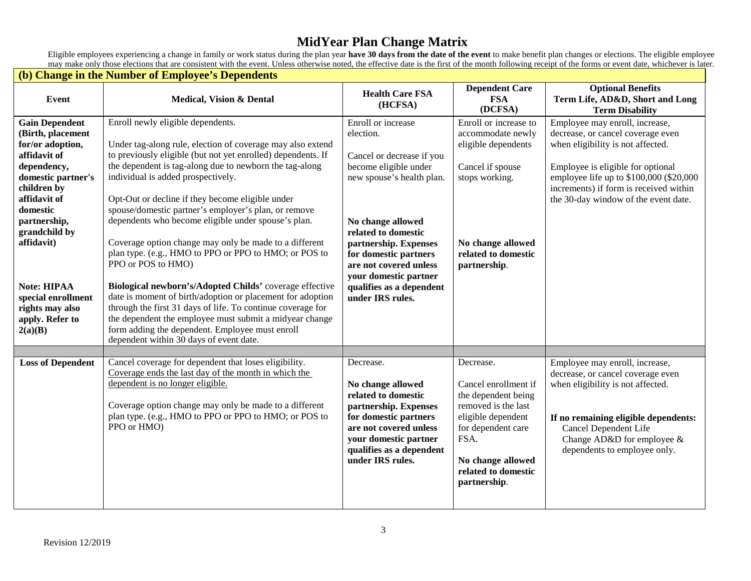# MidYear Plan Change Matrix

Eligible employees experiencing a change in family or work status during the plan year **have 30 days from the date of the event** to make benefit plan changes or elections. The eligible employee may make only those elections that are consistent with the event. Unless otherwise noted, the effective date is the first of the month following receipt of the forms or event date, whichever is later.

## (b) Change in the Number of Employee's Dependents

| Event | Medical, Vision & Dental | Health Care FSA (HCFSA) | Dependent Care FSA (DCFSA) | Optional Benefits Term Life, AD&D, Short and Long Term Disability |
|---|---|---|---|---|
| **Gain Dependent (Birth, placement for/or adoption, affidavit of dependency, domestic partner's children by affidavit of domestic partnership, grandchild by affidavit)**<br><br>**Note: HIPAA special enrollment rights may also apply. Refer to 2(a)(B)** | Enroll newly eligible dependents.<br><br>Under tag-along rule, election of coverage may also extend to previously eligible (but not yet enrolled) dependents. If the dependent is tag-along due to newborn the tag-along individual is added prospectively.<br><br>Opt-Out or decline if they become eligible under spouse/domestic partner's employer's plan, or remove dependents who become eligible under spouse's plan.<br><br>Coverage option change may only be made to a different plan type. (e.g., HMO to PPO or PPO to HMO; or POS to PPO or POS to HMO)<br><br>**Biological newborn's/Adopted Childs'** coverage effective date is moment of birth/adoption or placement for adoption through the first 31 days of life. To continue coverage for the dependent the employee must submit a midyear change form adding the dependent. Employee must enroll dependent within 30 days of event date. | Enroll or increase election.<br><br>Cancel or decrease if you become eligible under new spouse's health plan.<br><br>**No change allowed related to domestic partnership. Expenses for domestic partners are not covered unless your domestic partner qualifies as a dependent under IRS rules.** | Enroll or increase to accommodate newly eligible dependents<br><br>Cancel if spouse stops working.<br><br>**No change allowed related to domestic partnership**. | Employee may enroll, increase, decrease, or cancel coverage even when eligibility is not affected.<br><br>Employee is eligible for optional employee life up to $100,000 ($20,000 increments) if form is received within the 30-day window of the event date. |
| | | | | |
| **Loss of Dependent** | Cancel coverage for dependent that loses eligibility. <u>Coverage ends the last day of the month in which the dependent is no longer eligible.</u><br><br>Coverage option change may only be made to a different plan type. (e.g., HMO to PPO or PPO to HMO; or POS to PPO or HMO) | Decrease.<br><br>**No change allowed related to domestic partnership. Expenses for domestic partners are not covered unless your domestic partner qualifies as a dependent under IRS rules.** | Decrease.<br><br>Cancel enrollment if the dependent being removed is the last eligible dependent for dependent care FSA.<br><br>**No change allowed related to domestic partnership**. | Employee may enroll, increase, decrease, or cancel coverage even when eligibility is not affected.<br><br>**If no remaining eligible dependents:**<br>Cancel Dependent Life<br>Change AD&D for employee & dependents to employee only. |

Revision 12/2019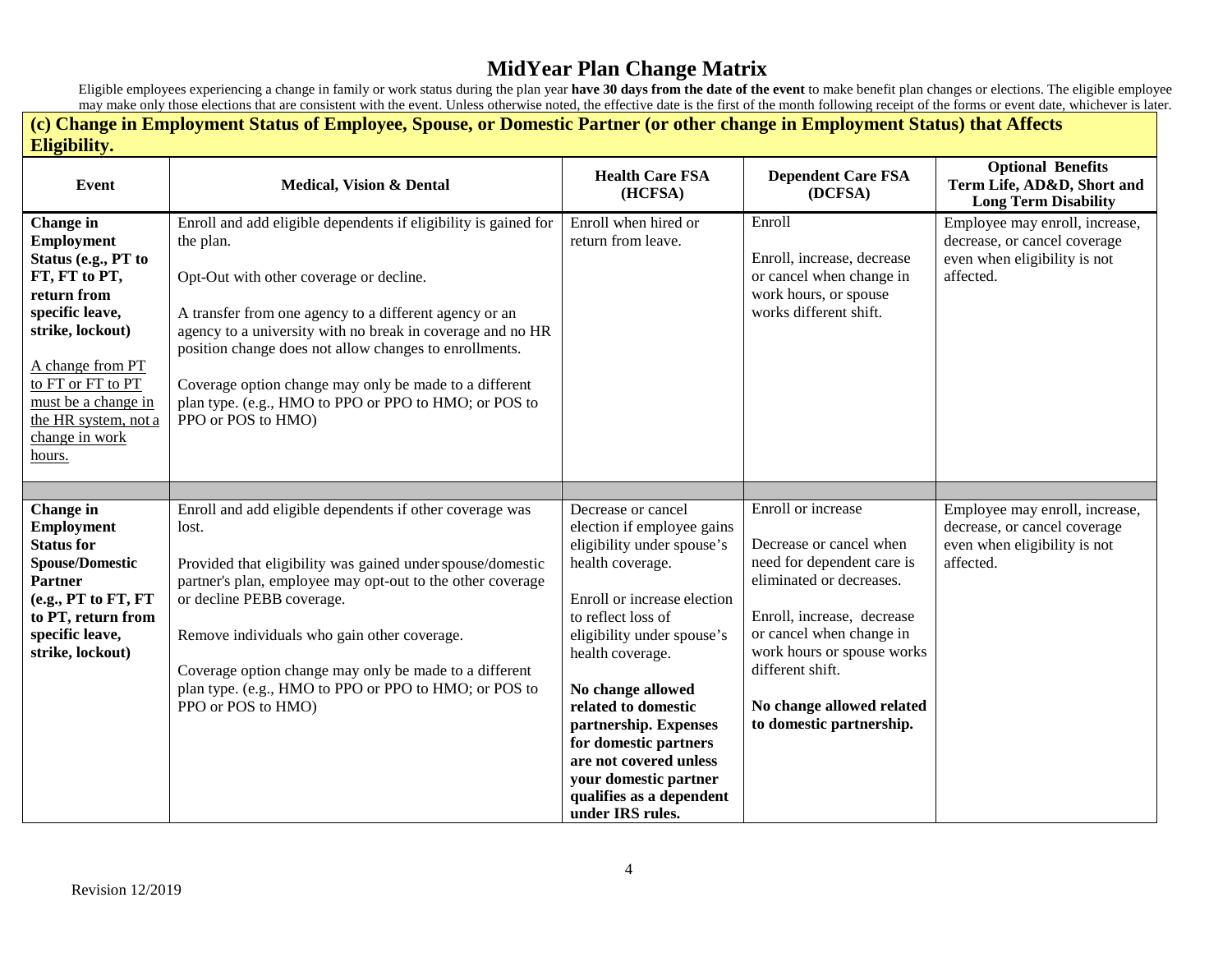# MidYear Plan Change Matrix

Eligible employees experiencing a change in family or work status during the plan year **have 30 days from the date of the event** to make benefit plan changes or elections. The eligible employee may make only those elections that are consistent with the event. Unless otherwise noted, the effective date is the first of the month following receipt of the forms or event date, whichever is later.

## (c) Change in Employment Status of Employee, Spouse, or Domestic Partner (or other change in Employment Status) that Affects Eligibility.

| Event | Medical, Vision & Dental | Health Care FSA (HCFSA) | Dependent Care FSA (DCFSA) | Optional Benefits Term Life, AD&D, Short and Long Term Disability |
|---|---|---|---|---|
| **Change in Employment Status (e.g., PT to FT, FT to PT, return from specific leave, strike, lockout)**<br><br>A change from PT to FT or FT to PT must be a change in the HR system, not a change in work hours. | Enroll and add eligible dependents if eligibility is gained for the plan.<br><br>Opt-Out with other coverage or decline.<br><br>A transfer from one agency to a different agency or an agency to a university with no break in coverage and no HR position change does not allow changes to enrollments.<br><br>Coverage option change may only be made to a different plan type. (e.g., HMO to PPO or PPO to HMO; or POS to PPO or POS to HMO) | Enroll when hired or return from leave. | Enroll<br><br>Enroll, increase, decrease or cancel when change in work hours, or spouse works different shift. | Employee may enroll, increase, decrease, or cancel coverage even when eligibility is not affected. |
| | | | | |
| **Change in Employment Status for Spouse/Domestic Partner (e.g., PT to FT, FT to PT, return from specific leave, strike, lockout)** | Enroll and add eligible dependents if other coverage was lost.<br><br>Provided that eligibility was gained under spouse/domestic partner's plan, employee may opt-out to the other coverage or decline PEBB coverage.<br><br>Remove individuals who gain other coverage.<br><br>Coverage option change may only be made to a different plan type. (e.g., HMO to PPO or PPO to HMO; or POS to PPO or POS to HMO) | Decrease or cancel election if employee gains eligibility under spouse's health coverage.<br><br>Enroll or increase election to reflect loss of eligibility under spouse's health coverage.<br><br>**No change allowed related to domestic partnership. Expenses for domestic partners are not covered unless your domestic partner qualifies as a dependent under IRS rules.** | Enroll or increase<br><br>Decrease or cancel when need for dependent care is eliminated or decreases.<br><br>Enroll, increase, decrease or cancel when change in work hours or spouse works different shift.<br><br>**No change allowed related to domestic partnership.** | Employee may enroll, increase, decrease, or cancel coverage even when eligibility is not affected. |

Revision 12/2019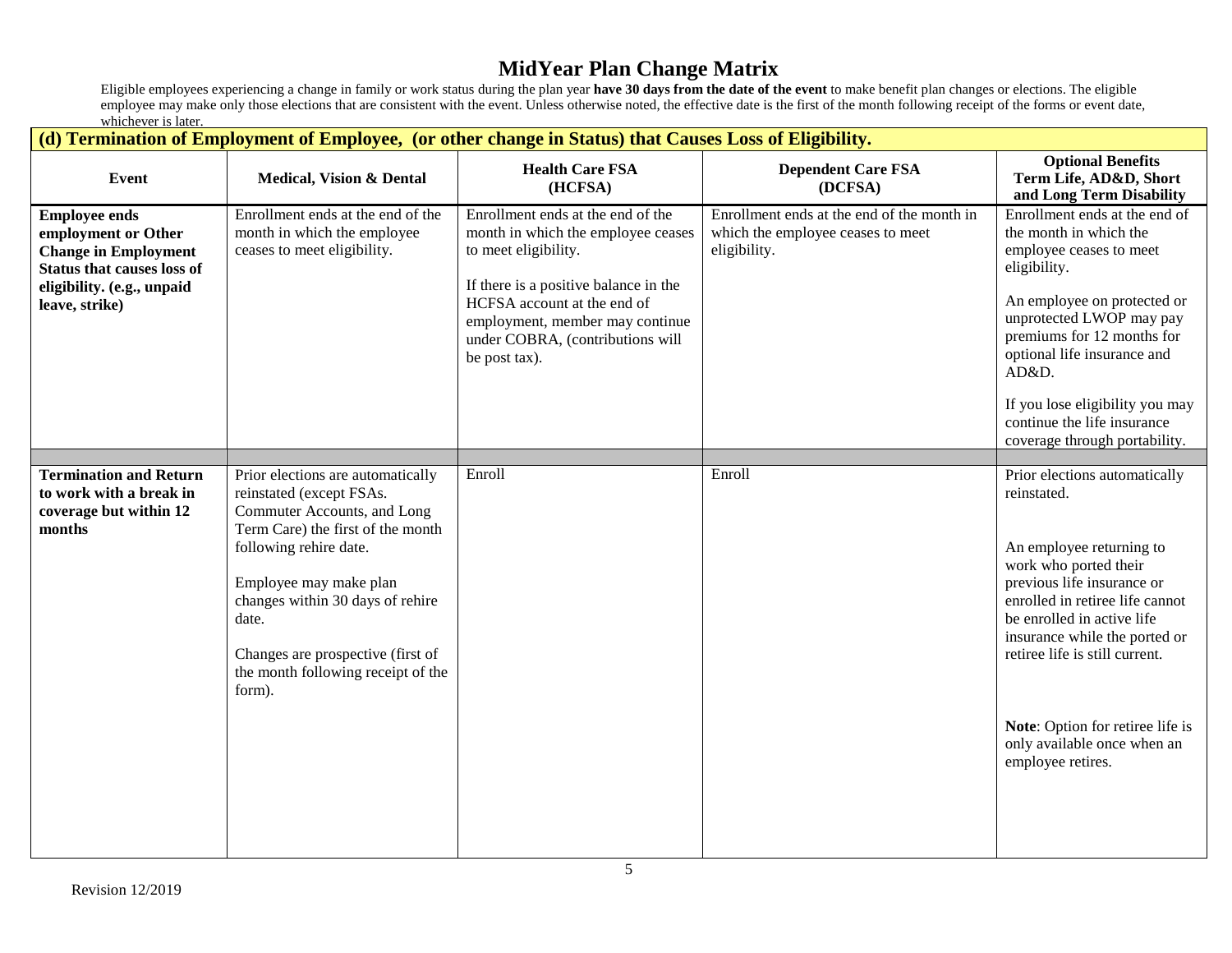# MidYear Plan Change Matrix

Eligible employees experiencing a change in family or work status during the plan year **have 30 days from the date of the event** to make benefit plan changes or elections. The eligible employee may make only those elections that are consistent with the event. Unless otherwise noted, the effective date is the first of the month following receipt of the forms or event date, whichever is later.

## (d) Termination of Employment of Employee, (or other change in Status) that Causes Loss of Eligibility.

| Event | Medical, Vision & Dental | Health Care FSA (HCFSA) | Dependent Care FSA (DCFSA) | Optional Benefits Term Life, AD&D, Short and Long Term Disability |
|---|---|---|---|---|
| **Employee ends employment or Other Change in Employment Status that causes loss of eligibility. (e.g., unpaid leave, strike)** | Enrollment ends at the end of the month in which the employee ceases to meet eligibility. | Enrollment ends at the end of the month in which the employee ceases to meet eligibility.<br><br>If there is a positive balance in the HCFSA account at the end of employment, member may continue under COBRA, (contributions will be post tax). | Enrollment ends at the end of the month in which the employee ceases to meet eligibility. | Enrollment ends at the end of the month in which the employee ceases to meet eligibility.<br><br>An employee on protected or unprotected LWOP may pay premiums for 12 months for optional life insurance and AD&D.<br><br>If you lose eligibility you may continue the life insurance coverage through portability. |
| | | | | |
| **Termination and Return to work with a break in coverage but within 12 months** | Prior elections are automatically reinstated (except FSAs. Commuter Accounts, and Long Term Care) the first of the month following rehire date.<br><br>Employee may make plan changes within 30 days of rehire date.<br><br>Changes are prospective (first of the month following receipt of the form). | Enroll | Enroll | Prior elections automatically reinstated.<br><br>An employee returning to work who ported their previous life insurance or enrolled in retiree life cannot be enrolled in active life insurance while the ported or retiree life is still current.<br><br>**Note**: Option for retiree life is only available once when an employee retires. |

Revision 12/2019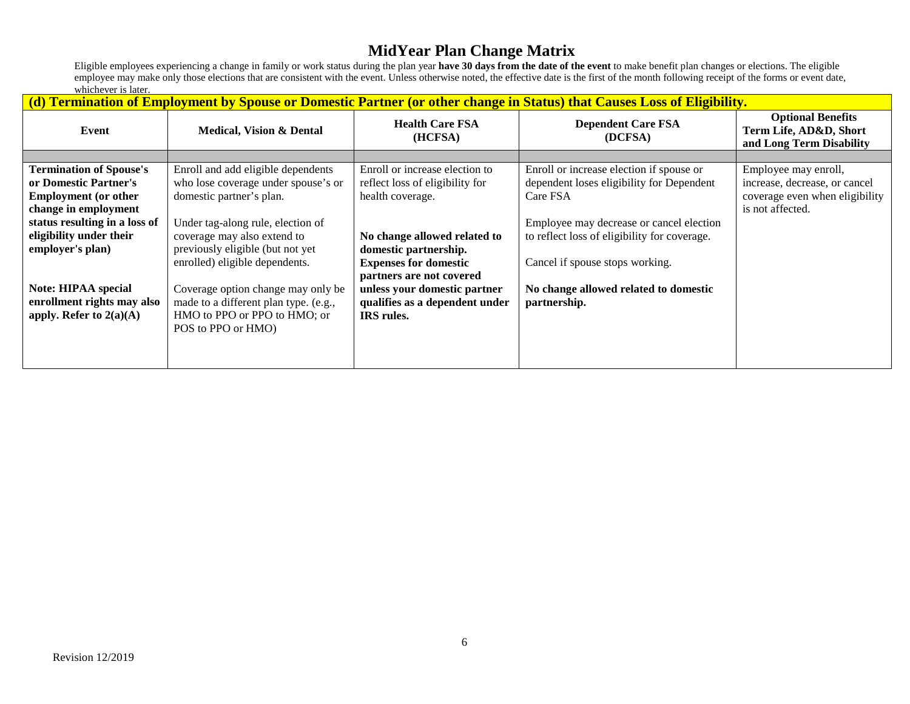# MidYear Plan Change Matrix

Eligible employees experiencing a change in family or work status during the plan year **have 30 days from the date of the event** to make benefit plan changes or elections. The eligible employee may make only those elections that are consistent with the event. Unless otherwise noted, the effective date is the first of the month following receipt of the forms or event date, whichever is later.

## (d) Termination of Employment by Spouse or Domestic Partner (or other change in Status) that Causes Loss of Eligibility.

| Event | Medical, Vision & Dental | Health Care FSA (HCFSA) | Dependent Care FSA (DCFSA) | Optional Benefits Term Life, AD&D, Short and Long Term Disability |
|---|---|---|---|---|
| | | | | |
| **Termination of Spouse's or Domestic Partner's Employment (or other change in employment status resulting in a loss of eligibility under their employer's plan)**<br><br>**Note: HIPAA special enrollment rights may also apply. Refer to 2(a)(A)** | Enroll and add eligible dependents who lose coverage under spouse's or domestic partner's plan.<br><br>Under tag-along rule, election of coverage may also extend to previously eligible (but not yet enrolled) eligible dependents.<br><br>Coverage option change may only be made to a different plan type. (e.g., HMO to PPO or PPO to HMO; or POS to PPO or HMO) | Enroll or increase election to reflect loss of eligibility for health coverage.<br><br>**No change allowed related to domestic partnership. Expenses for domestic partners are not covered unless your domestic partner qualifies as a dependent under IRS rules.** | Enroll or increase election if spouse or dependent loses eligibility for Dependent Care FSA<br><br>Employee may decrease or cancel election to reflect loss of eligibility for coverage.<br><br>Cancel if spouse stops working.<br><br>**No change allowed related to domestic partnership.** | Employee may enroll, increase, decrease, or cancel coverage even when eligibility is not affected. |

Revision 12/2019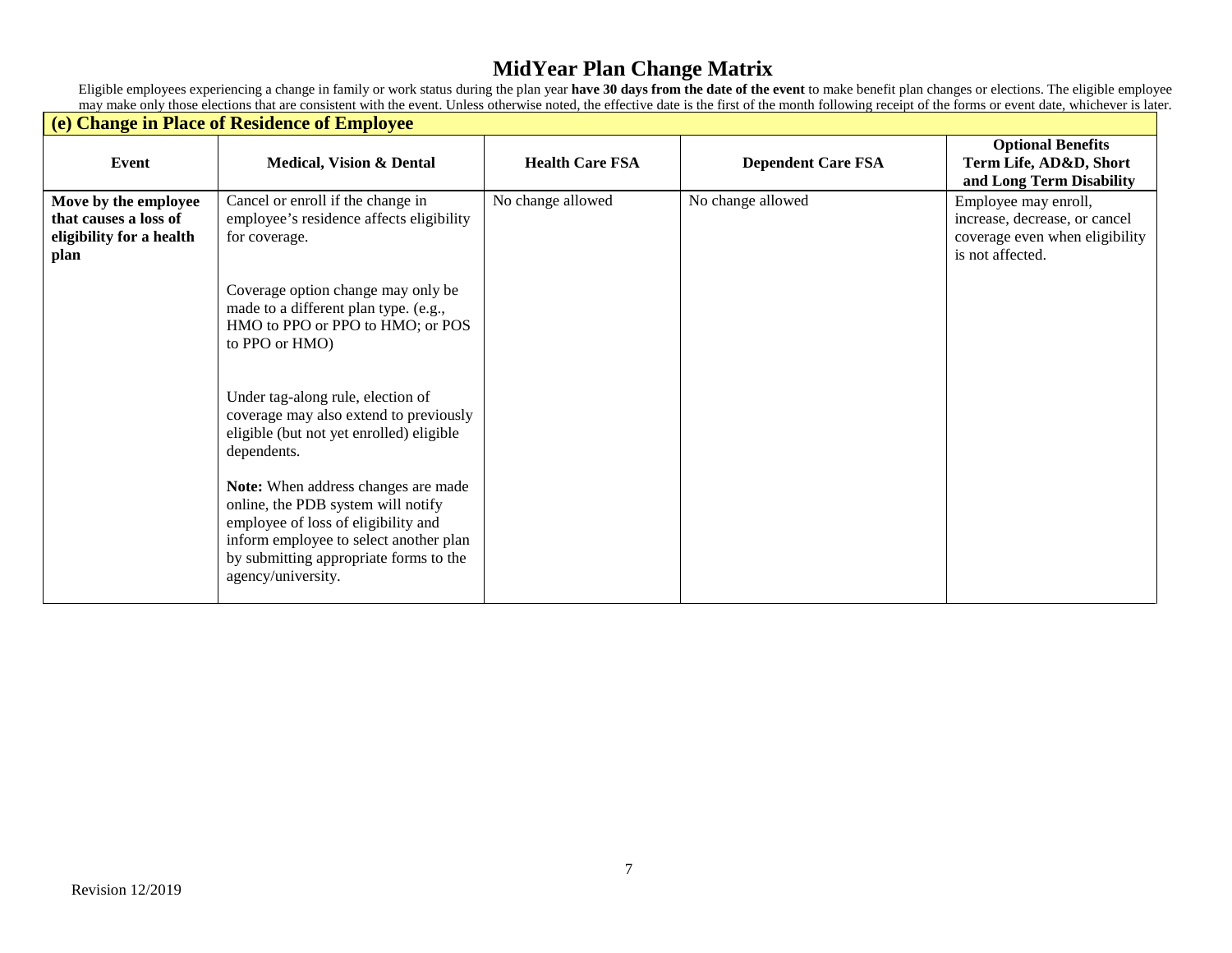# MidYear Plan Change Matrix

Eligible employees experiencing a change in family or work status during the plan year **have 30 days from the date of the event** to make benefit plan changes or elections. The eligible employee may make only those elections that are consistent with the event. Unless otherwise noted, the effective date is the first of the month following receipt of the forms or event date, whichever is later.

## (e) Change in Place of Residence of Employee

| Event | Medical, Vision & Dental | Health Care FSA | Dependent Care FSA | Optional Benefits Term Life, AD&D, Short and Long Term Disability |
|---|---|---|---|---|
| **Move by the employee that causes a loss of eligibility for a health plan** | Cancel or enroll if the change in employee's residence affects eligibility for coverage.<br><br>Coverage option change may only be made to a different plan type. (e.g., HMO to PPO or PPO to HMO; or POS to PPO or HMO)<br><br>Under tag-along rule, election of coverage may also extend to previously eligible (but not yet enrolled) eligible dependents.<br><br>**Note:** When address changes are made online, the PDB system will notify employee of loss of eligibility and inform employee to select another plan by submitting appropriate forms to the agency/university. | No change allowed | No change allowed | Employee may enroll, increase, decrease, or cancel coverage even when eligibility is not affected. |

Revision 12/2019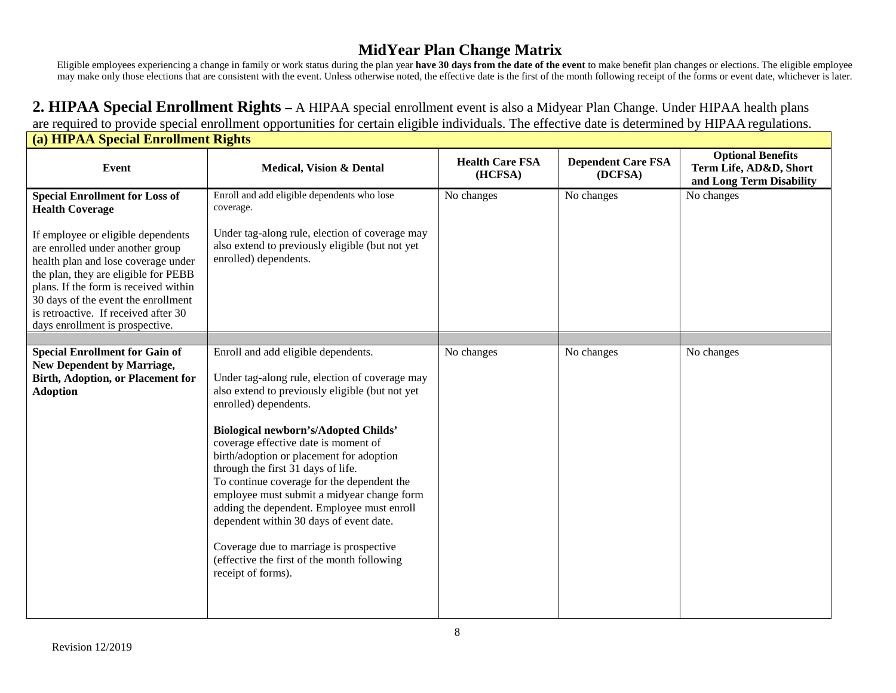# MidYear Plan Change Matrix

Eligible employees experiencing a change in family or work status during the plan year **have 30 days from the date of the event** to make benefit plan changes or elections. The eligible employee may make only those elections that are consistent with the event. Unless otherwise noted, the effective date is the first of the month following receipt of the forms or event date, whichever is later.

## 2. HIPAA Special Enrollment Rights – A HIPAA special enrollment event is also a Midyear Plan Change. Under HIPAA health plans are required to provide special enrollment opportunities for certain eligible individuals. The effective date is determined by HIPAA regulations.

**(a) HIPAA Special Enrollment Rights**

| Event | Medical, Vision & Dental | Health Care FSA (HCFSA) | Dependent Care FSA (DCFSA) | Optional Benefits Term Life, AD&D, Short and Long Term Disability |
|---|---|---|---|---|
| **Special Enrollment for Loss of Health Coverage**<br><br>If employee or eligible dependents are enrolled under another group health plan and lose coverage under the plan, they are eligible for PEBB plans. If the form is received within 30 days of the event the enrollment is retroactive. If received after 30 days enrollment is prospective. | Enroll and add eligible dependents who lose coverage.<br><br>Under tag-along rule, election of coverage may also extend to previously eligible (but not yet enrolled) dependents. | No changes | No changes | No changes |
| | | | | |
| **Special Enrollment for Gain of New Dependent by Marriage, Birth, Adoption, or Placement for Adoption** | Enroll and add eligible dependents.<br><br>Under tag-along rule, election of coverage may also extend to previously eligible (but not yet enrolled) dependents.<br><br>**Biological newborn's/Adopted Childs'** coverage effective date is moment of birth/adoption or placement for adoption through the first 31 days of life.<br>To continue coverage for the dependent the employee must submit a midyear change form adding the dependent. Employee must enroll dependent within 30 days of event date.<br><br>Coverage due to marriage is prospective (effective the first of the month following receipt of forms). | No changes | No changes | No changes |

Revision 12/2019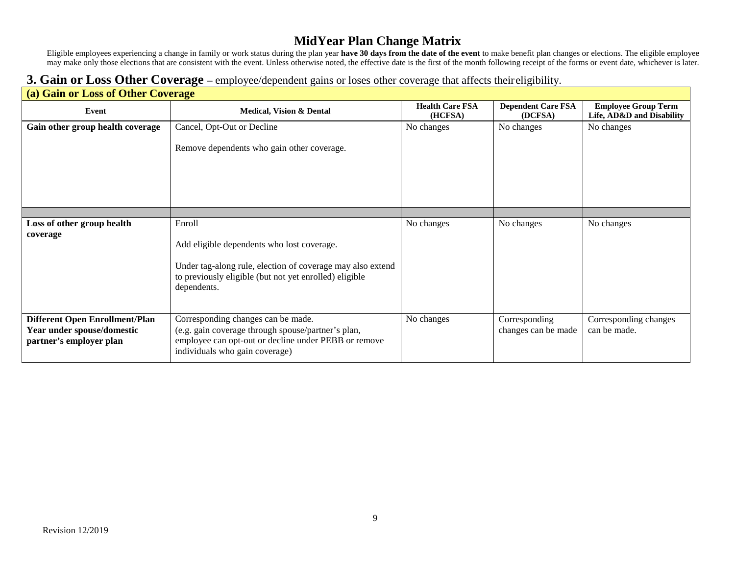# MidYear Plan Change Matrix

Eligible employees experiencing a change in family or work status during the plan year **have 30 days from the date of the event** to make benefit plan changes or elections. The eligible employee may make only those elections that are consistent with the event. Unless otherwise noted, the effective date is the first of the month following receipt of the forms or event date, whichever is later.

## 3. Gain or Loss Other Coverage – employee/dependent gains or loses other coverage that affects their eligibility.

### (a) Gain or Loss of Other Coverage

| Event | Medical, Vision & Dental | Health Care FSA (HCFSA) | Dependent Care FSA (DCFSA) | Employee Group Term Life, AD&D and Disability |
|---|---|---|---|---|
| **Gain other group health coverage** | Cancel, Opt-Out or Decline<br><br>Remove dependents who gain other coverage. | No changes | No changes | No changes |
| | | | | |
| **Loss of other group health coverage** | Enroll<br><br>Add eligible dependents who lost coverage.<br><br>Under tag-along rule, election of coverage may also extend to previously eligible (but not yet enrolled) eligible dependents. | No changes | No changes | No changes |
| **Different Open Enrollment/Plan Year under spouse/domestic partner's employer plan** | Corresponding changes can be made.<br>(e.g. gain coverage through spouse/partner's plan, employee can opt-out or decline under PEBB or remove individuals who gain coverage) | No changes | Corresponding changes can be made | Corresponding changes can be made. |

Revision 12/2019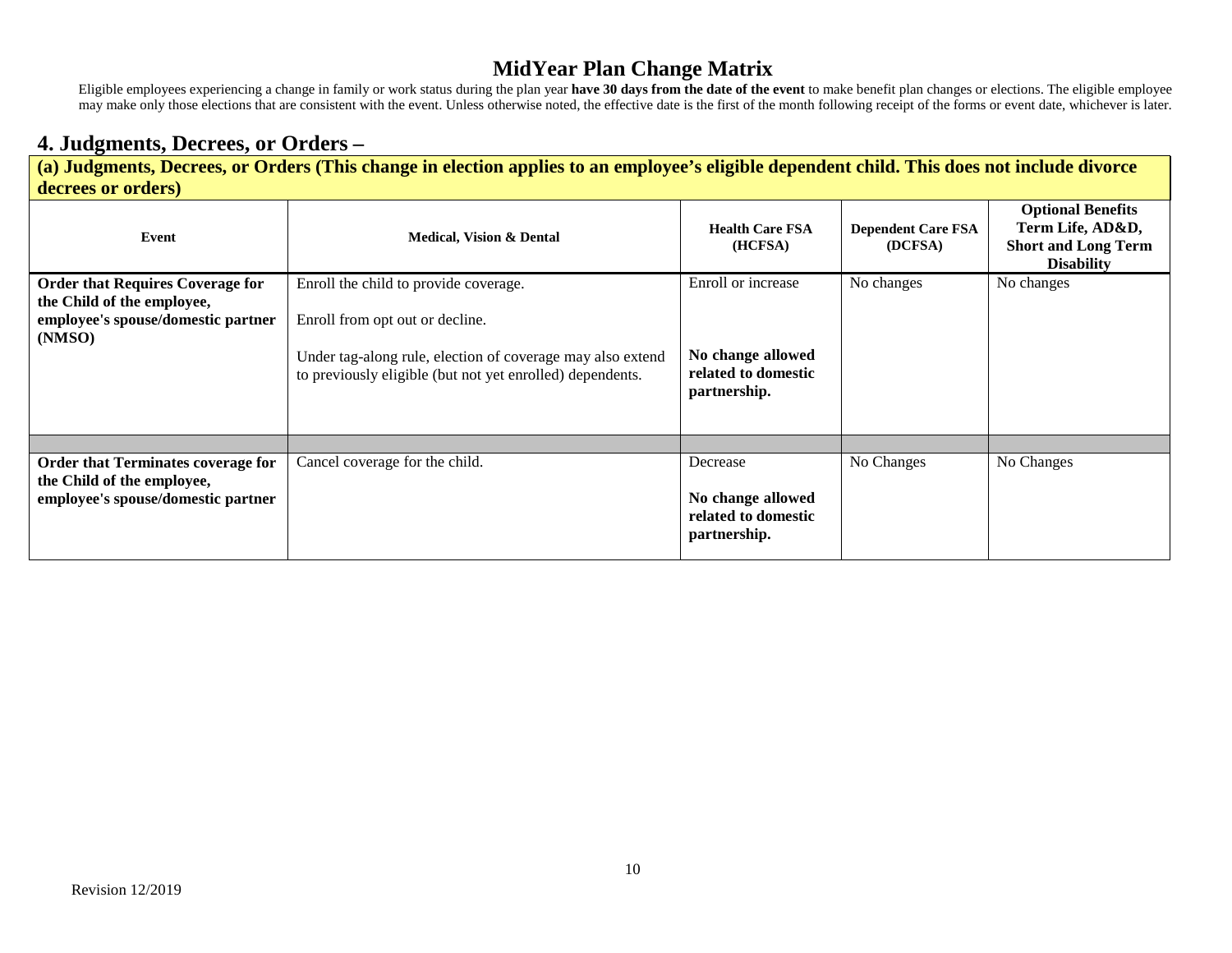# MidYear Plan Change Matrix

Eligible employees experiencing a change in family or work status during the plan year **have 30 days from the date of the event** to make benefit plan changes or elections. The eligible employee may make only those elections that are consistent with the event. Unless otherwise noted, the effective date is the first of the month following receipt of the forms or event date, whichever is later.

## 4. Judgments, Decrees, or Orders –

**(a) Judgments, Decrees, or Orders (This change in election applies to an employee's eligible dependent child. This does not include divorce decrees or orders)**

| Event | Medical, Vision & Dental | Health Care FSA (HCFSA) | Dependent Care FSA (DCFSA) | Optional Benefits Term Life, AD&D, Short and Long Term Disability |
|---|---|---|---|---|
| **Order that Requires Coverage for the Child of the employee, employee's spouse/domestic partner (NMSO)** | Enroll the child to provide coverage.<br><br>Enroll from opt out or decline.<br><br>Under tag-along rule, election of coverage may also extend to previously eligible (but not yet enrolled) dependents. | Enroll or increase<br><br>**No change allowed related to domestic partnership.** | No changes | No changes |
| | | | | |
| **Order that Terminates coverage for the Child of the employee, employee's spouse/domestic partner** | Cancel coverage for the child. | Decrease<br><br>**No change allowed related to domestic partnership.** | No Changes | No Changes |

Revision 12/2019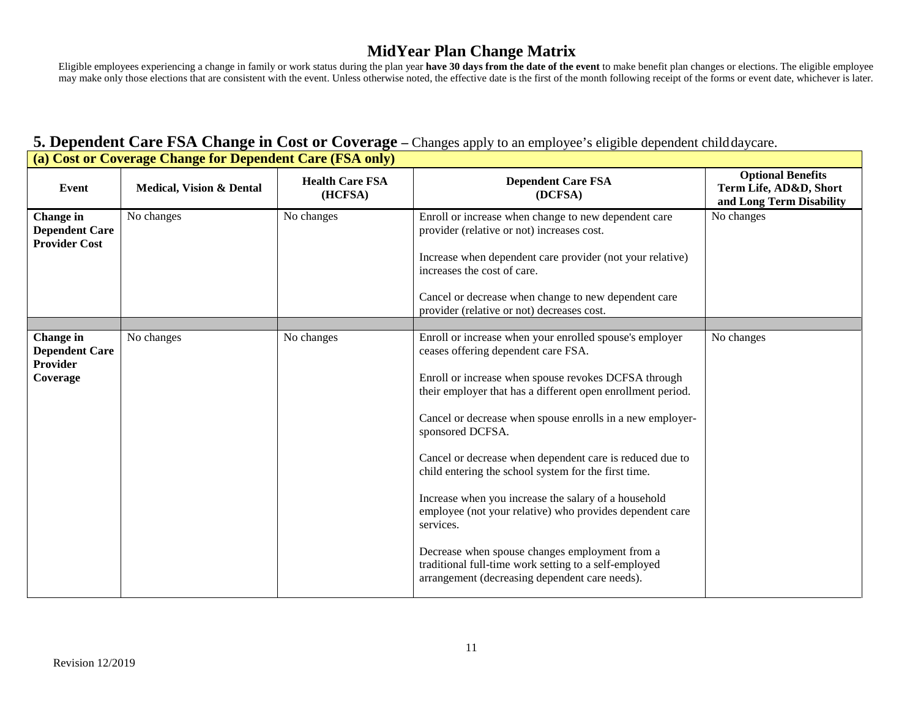# MidYear Plan Change Matrix

Eligible employees experiencing a change in family or work status during the plan year **have 30 days from the date of the event** to make benefit plan changes or elections. The eligible employee may make only those elections that are consistent with the event. Unless otherwise noted, the effective date is the first of the month following receipt of the forms or event date, whichever is later.

## 5. Dependent Care FSA Change in Cost or Coverage – Changes apply to an employee's eligible dependent child daycare.

### (a) Cost or Coverage Change for Dependent Care (FSA only)

| Event | Medical, Vision & Dental | Health Care FSA (HCFSA) | Dependent Care FSA (DCFSA) | Optional Benefits Term Life, AD&D, Short and Long Term Disability |
|---|---|---|---|---|
| **Change in Dependent Care Provider Cost** | No changes | No changes | Enroll or increase when change to new dependent care provider (relative or not) increases cost.<br><br>Increase when dependent care provider (not your relative) increases the cost of care.<br><br>Cancel or decrease when change to new dependent care provider (relative or not) decreases cost. | No changes |
| | | | | |
| **Change in Dependent Care Provider Coverage** | No changes | No changes | Enroll or increase when your enrolled spouse's employer ceases offering dependent care FSA.<br><br>Enroll or increase when spouse revokes DCFSA through their employer that has a different open enrollment period.<br><br>Cancel or decrease when spouse enrolls in a new employer-sponsored DCFSA.<br><br>Cancel or decrease when dependent care is reduced due to child entering the school system for the first time.<br><br>Increase when you increase the salary of a household employee (not your relative) who provides dependent care services.<br><br>Decrease when spouse changes employment from a traditional full-time work setting to a self-employed arrangement (decreasing dependent care needs). | No changes |

Revision 12/2019